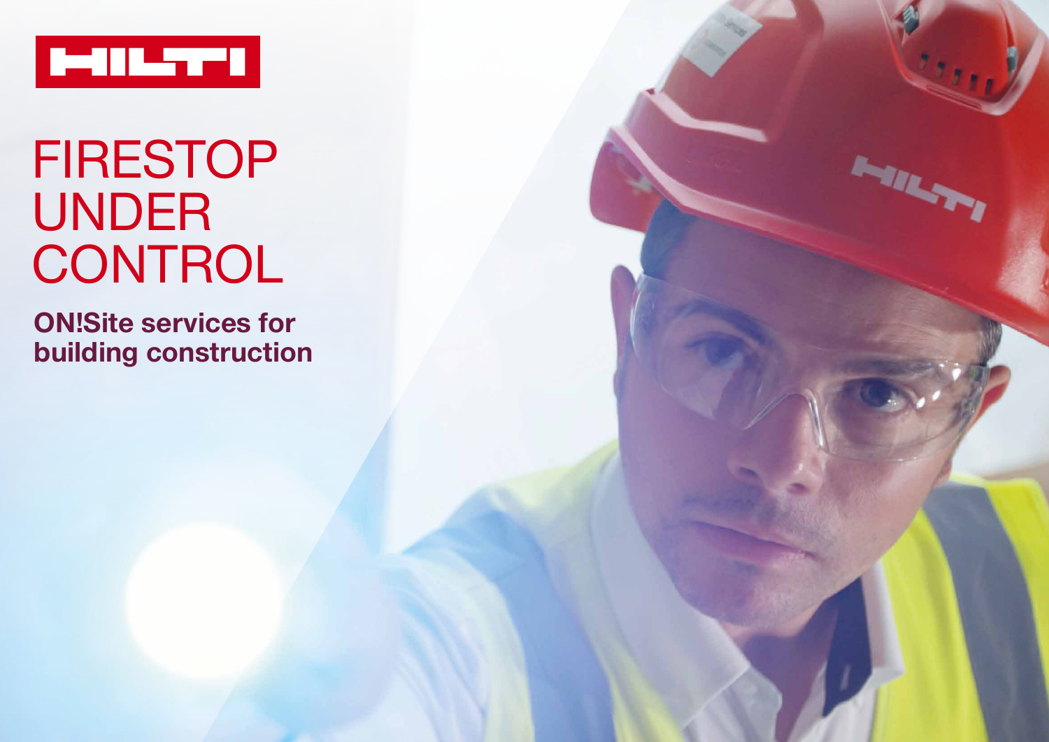HILTI

# FIRESTOP UNDER CONTROL

**ON!Site services for building construction**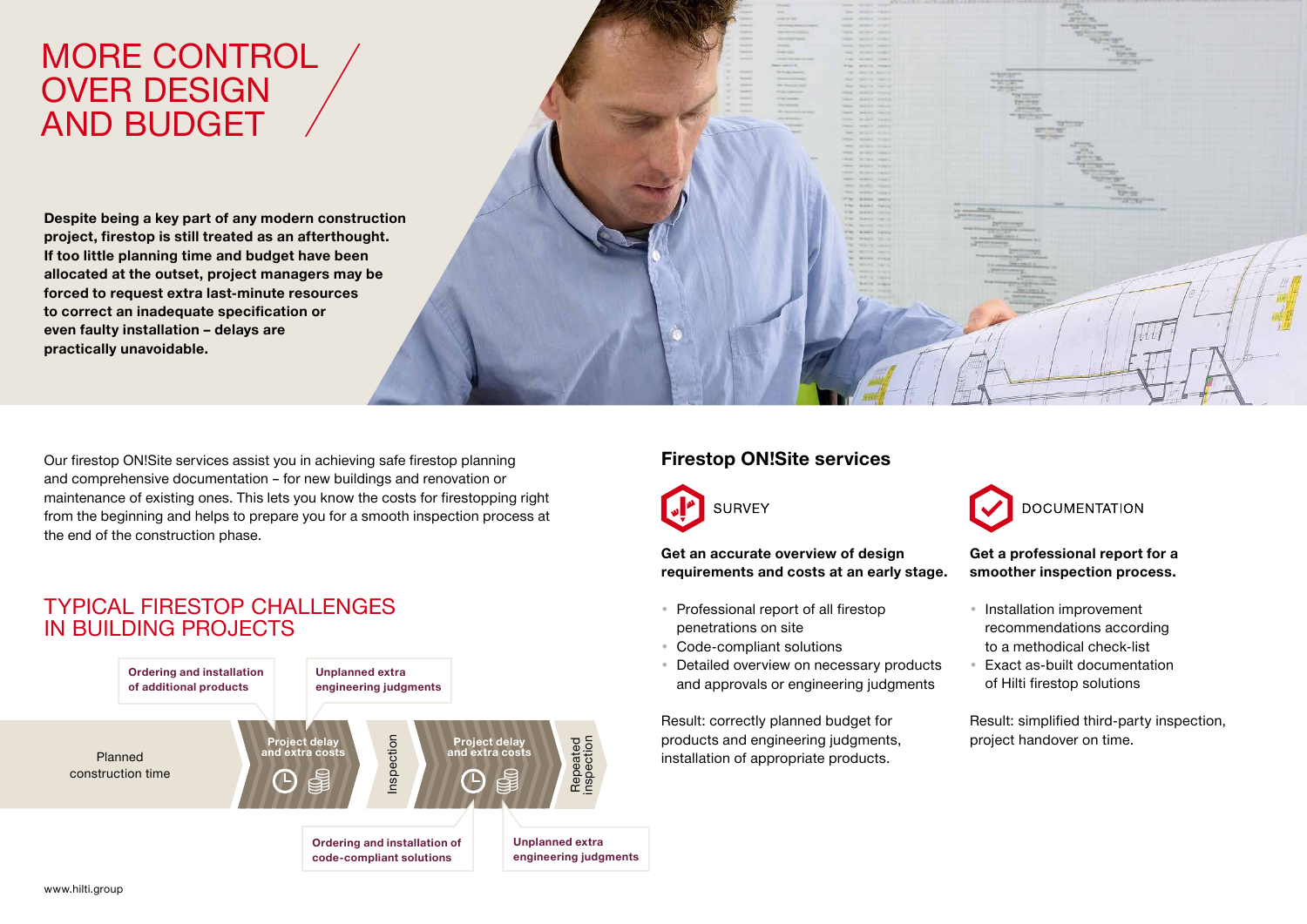# MORE CONTROL OVER DESIGN AND BUDGET

**Despite being a key part of any modern construction project, firestop is still treated as an afterthought. If too little planning time and budget have been allocated at the outset, project managers may be forced to request extra last-minute resources to correct an inadequate specification or even faulty installation – delays are practically unavoidable.**

Our firestop ON!Site services assist you in achieving safe firestop planning and comprehensive documentation – for new buildings and renovation or maintenance of existing ones. This lets you know the costs for firestopping right from the beginning and helps to prepare you for a smooth inspection process at the end of the construction phase.

## TYPICAL FIRESTOP CHALLENGES IN BUILDING PROJECTS

Planned construction time → Project delay and extra costs → Inspection → Project delay and extra costs → Repeated inspection

- Ordering and installation of additional products
- Unplanned extra engineering judgments
- Ordering and installation of code-compliant solutions
- Unplanned extra engineering judgments

## Firestop ON!Site services

### SURVEY

**Get an accurate overview of design requirements and costs at an early stage.**

- Professional report of all firestop penetrations on site
- Code-compliant solutions
- Detailed overview on necessary products and approvals or engineering judgments

Result: correctly planned budget for products and engineering judgments, installation of appropriate products.

### DOCUMENTATION

**Get a professional report for a smoother inspection process.**

- Installation improvement recommendations according to a methodical check-list
- Exact as-built documentation of Hilti firestop solutions

Result: simplified third-party inspection, project handover on time.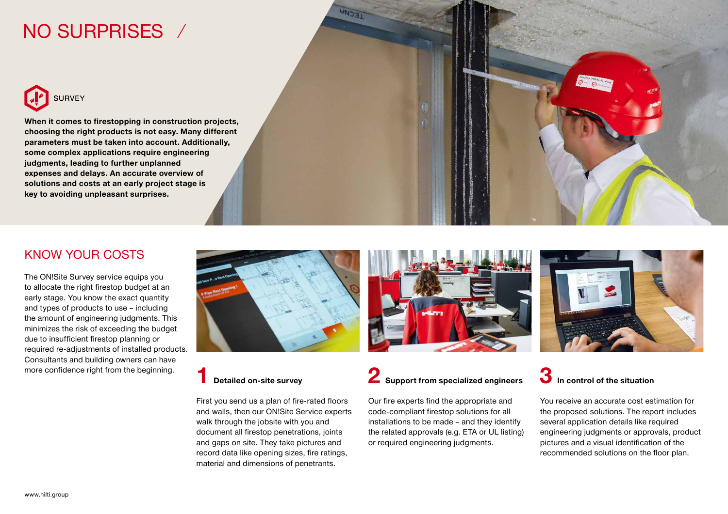# NO SURPRISES /

SURVEY

**When it comes to firestopping in construction projects, choosing the right products is not easy. Many different parameters must be taken into account. Additionally, some complex applications require engineering judgments, leading to further unplanned expenses and delays. An accurate overview of solutions and costs at an early project stage is key to avoiding unpleasant surprises.**

## KNOW YOUR COSTS

The ON!Site Survey service equips you to allocate the right firestop budget at an early stage. You know the exact quantity and types of products to use – including the amount of engineering judgments. This minimizes the risk of exceeding the budget due to insufficient firestop planning or required re-adjustments of installed products. Consultants and building owners can have more confidence right from the beginning.

### 1 Detailed on-site survey

First you send us a plan of fire-rated floors and walls, then our ON!Site Service experts walk through the jobsite with you and document all firestop penetrations, joints and gaps on site. They take pictures and record data like opening sizes, fire ratings, material and dimensions of penetrants.

### 2 Support from specialized engineers

Our fire experts find the appropriate and code-compliant firestop solutions for all installations to be made – and they identify the related approvals (e.g. ETA or UL listing) or required engineering judgments.

### 3 In control of the situation

You receive an accurate cost estimation for the proposed solutions. The report includes several application details like required engineering judgments or approvals, product pictures and a visual identification of the recommended solutions on the floor plan.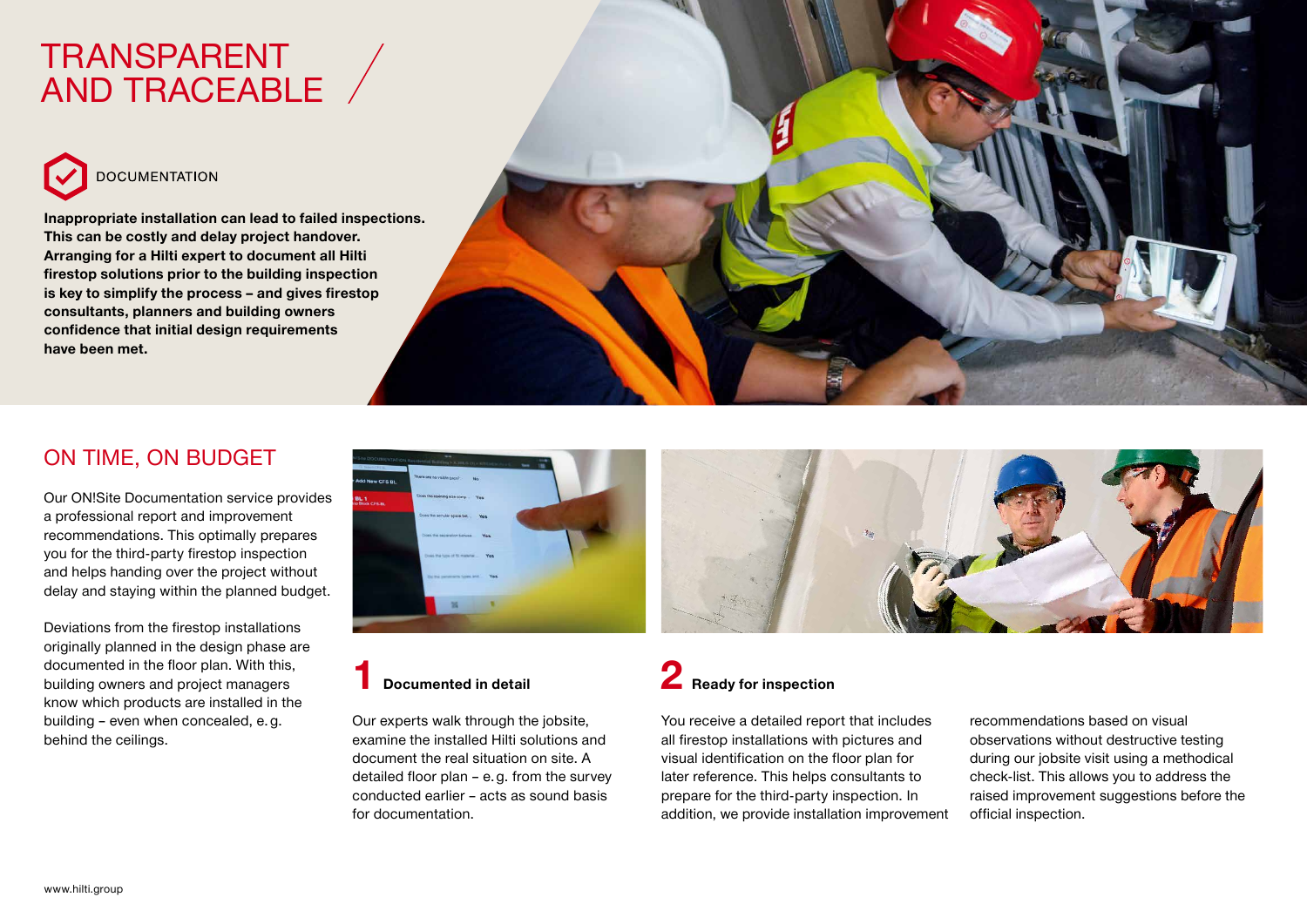# TRANSPARENT AND TRACEABLE

DOCUMENTATION

**Inappropriate installation can lead to failed inspections. This can be costly and delay project handover. Arranging for a Hilti expert to document all Hilti firestop solutions prior to the building inspection is key to simplify the process – and gives firestop consultants, planners and building owners confidence that initial design requirements have been met.**

## ON TIME, ON BUDGET

Our ON!Site Documentation service provides a professional report and improvement recommendations. This optimally prepares you for the third-party firestop inspection and helps handing over the project without delay and staying within the planned budget.

Deviations from the firestop installations originally planned in the design phase are documented in the floor plan. With this, building owners and project managers know which products are installed in the building – even when concealed, e.g. behind the ceilings.

### 1 Documented in detail

Our experts walk through the jobsite, examine the installed Hilti solutions and document the real situation on site. A detailed floor plan – e.g. from the survey conducted earlier – acts as sound basis for documentation.

### 2 Ready for inspection

You receive a detailed report that includes all firestop installations with pictures and visual identification on the floor plan for later reference. This helps consultants to prepare for the third-party inspection. In addition, we provide installation improvement recommendations based on visual observations without destructive testing during our jobsite visit using a methodical check-list. This allows you to address the raised improvement suggestions before the official inspection.

www.hilti.group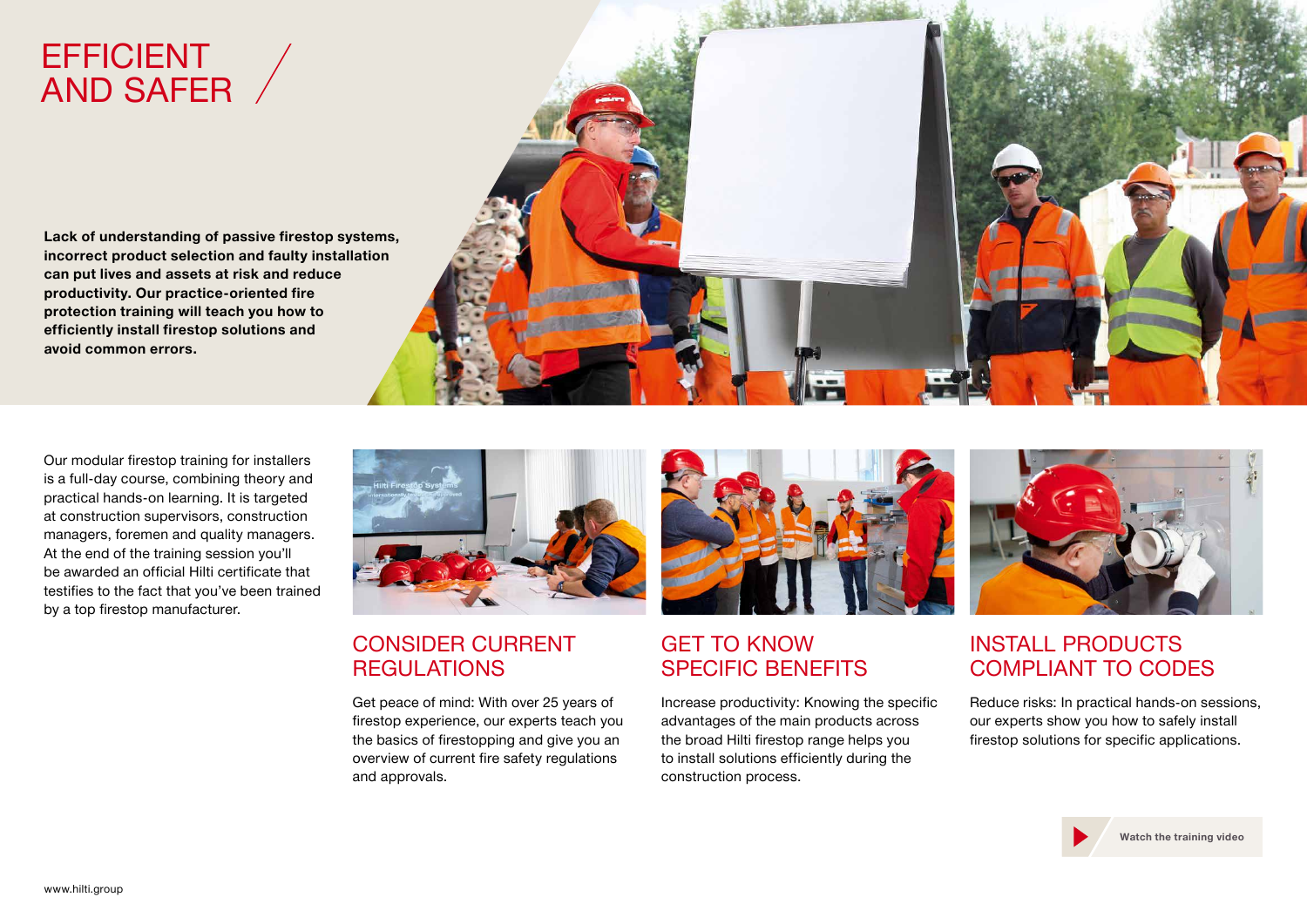# EFFICIENT AND SAFER

**Lack of understanding of passive firestop systems, incorrect product selection and faulty installation can put lives and assets at risk and reduce productivity. Our practice-oriented fire protection training will teach you how to efficiently install firestop solutions and avoid common errors.**

Our modular firestop training for installers is a full-day course, combining theory and practical hands-on learning. It is targeted at construction supervisors, construction managers, foremen and quality managers. At the end of the training session you'll be awarded an official Hilti certificate that testifies to the fact that you've been trained by a top firestop manufacturer.

## CONSIDER CURRENT REGULATIONS

Get peace of mind: With over 25 years of firestop experience, our experts teach you the basics of firestopping and give you an overview of current fire safety regulations and approvals.

## GET TO KNOW SPECIFIC BENEFITS

Increase productivity: Knowing the specific advantages of the main products across the broad Hilti firestop range helps you to install solutions efficiently during the construction process.

## INSTALL PRODUCTS COMPLIANT TO CODES

Reduce risks: In practical hands-on sessions, our experts show you how to safely install firestop solutions for specific applications.

Watch the training video

www.hilti.group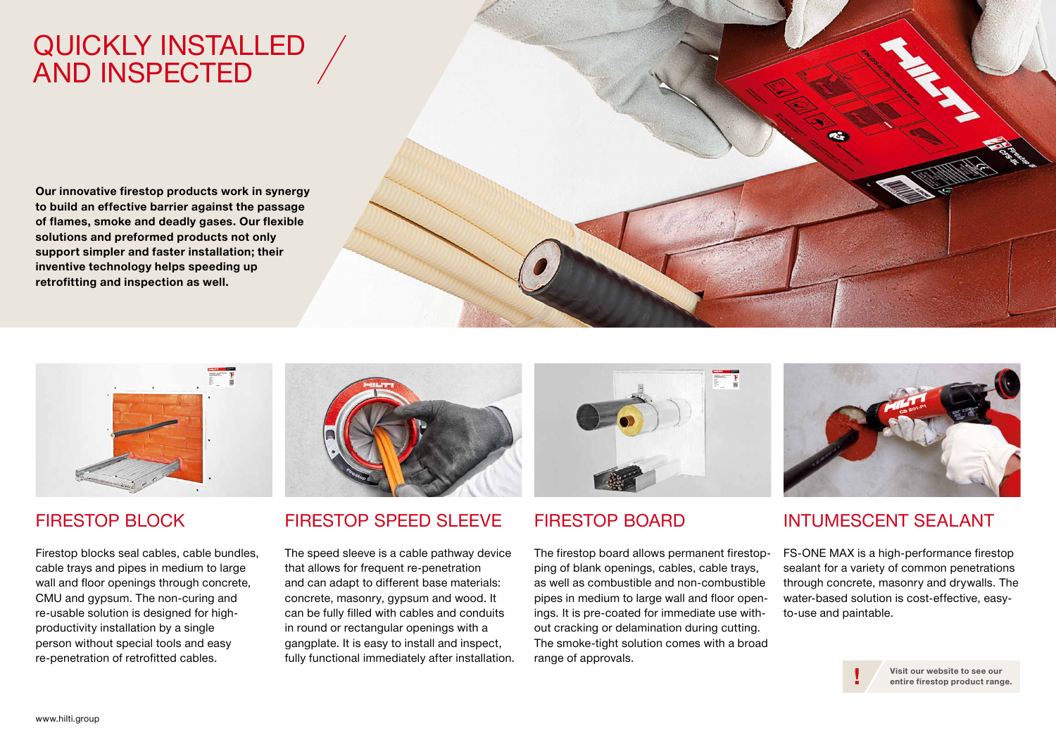# QUICKLY INSTALLED AND INSPECTED

**Our innovative firestop products work in synergy to build an effective barrier against the passage of flames, smoke and deadly gases. Our flexible solutions and preformed products not only support simpler and faster installation; their inventive technology helps speeding up retrofitting and inspection as well.**

## FIRESTOP BLOCK

Firestop blocks seal cables, cable bundles, cable trays and pipes in medium to large wall and floor openings through concrete, CMU and gypsum. The non-curing and re-usable solution is designed for high-productivity installation by a single person without special tools and easy re-penetration of retrofitted cables.

## FIRESTOP SPEED SLEEVE

The speed sleeve is a cable pathway device that allows for frequent re-penetration and can adapt to different base materials: concrete, masonry, gypsum and wood. It can be fully filled with cables and conduits in round or rectangular openings with a gangplate. It is easy to install and inspect, fully functional immediately after installation.

## FIRESTOP BOARD

The firestop board allows permanent firestopping of blank openings, cables, cable trays, as well as combustible and non-combustible pipes in medium to large wall and floor openings. It is pre-coated for immediate use without cracking or delamination during cutting. The smoke-tight solution comes with a broad range of approvals.

## INTUMESCENT SEALANT

FS-ONE MAX is a high-performance firestop sealant for a variety of common penetrations through concrete, masonry and drywalls. The water-based solution is cost-effective, easy-to-use and paintable.

**!** **Visit our website to see our entire firestop product range.**

www.hilti.group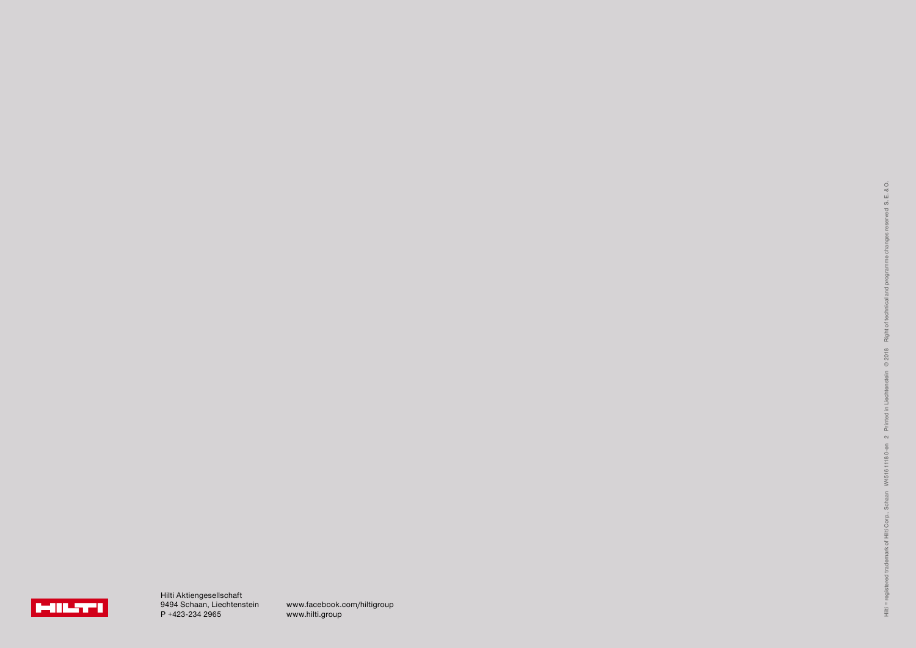HILTI

Hilti Aktiengesellschaft
9494 Schaan, Liechtenstein
P +423-234 2965

www.facebook.com/hiltigroup
www.hilti.group

Hilti = registered trademark of Hilti Corp., Schaan W4516 1118 0-en 2 Printed in Liechtenstein © 2018 Right of technical and programme changes reserved S. E. & O.